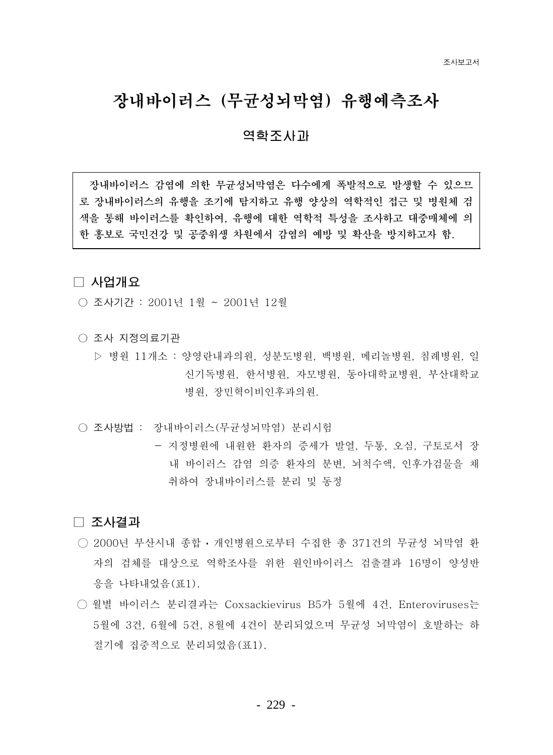# 장내바이러스 (무균성뇌막염) 유행예측조사

## 역학조사과

> **장내바이러스 감염에 의한 무균성뇌막염은 다수에게 폭발적으로 발생할 수 있으므로 장내바이러스의 유행을 조기에 탐지하고 유행 양상의 역학적인 접근 및 병원체 검색을 통해 바이러스를 확인하여, 유행에 대한 역학적 특성을 조사하고 대중매체에 의한 홍보로 국민건강 및 공중위생 차원에서 감염의 예방 및 확산을 방지하고자 함.**

## □ 사업개요

○ 조사기간 : 2001년 1월 ~ 2001년 12월

○ 조사 지정의료기관

▷ 병원 11개소 : 양영란내과의원, 성분도병원, 백병원, 메리놀병원, 침례병원, 일신기독병원, 한서병원, 자모병원, 동아대학교병원, 부산대학교병원, 장민혁이비인후과의원.

○ 조사방법 : 장내바이러스(무균성뇌막염) 분리시험

- 지정병원에 내원한 환자의 증세가 발열, 두통, 오심, 구토로서 장내 바이러스 감염 의증 환자의 분변, 뇌척수액, 인후가검물을 채취하여 장내바이러스를 분리 및 동정

## □ 조사결과

○ 2000년 부산시내 종합・개인병원으로부터 수집한 총 371건의 무균성 뇌막염 환자의 검체를 대상으로 역학조사를 위한 원인바이러스 검출결과 16명이 양성반응을 나타내었음(표1).

○ 월별 바이러스 분리결과는 Coxsackievirus B5가 5월에 4건, Enteroviruses는 5월에 3건, 6월에 5건, 8월에 4건이 분리되었으며 무균성 뇌막염이 호발하는 하절기에 집중적으로 분리되었음(표1).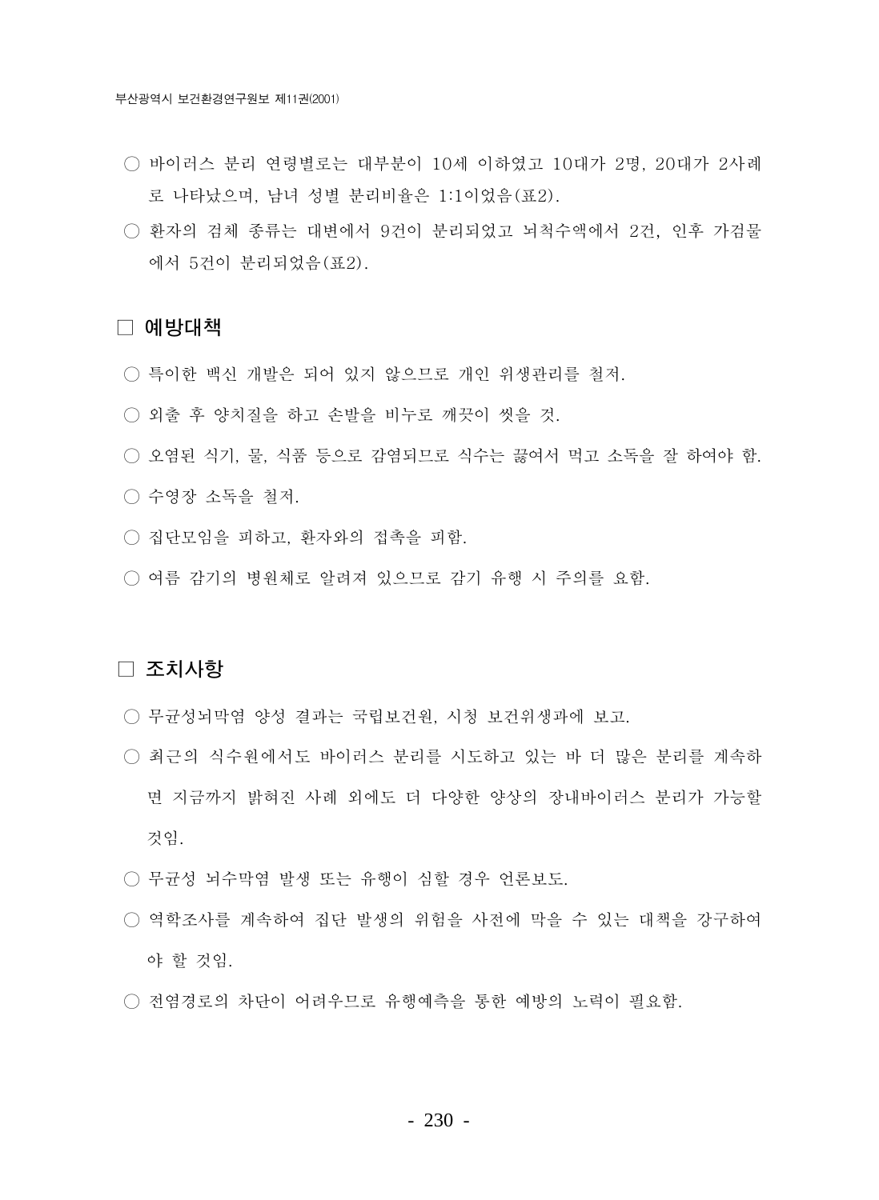○ 바이러스 분리 연령별로는 대부분이 10세 이하였고 10대가 2명, 20대가 2사례로 나타났으며, 남녀 성별 분리비율은 1:1이었음(표2).

○ 환자의 검체 종류는 대변에서 9건이 분리되었고 뇌척수액에서 2건, 인후 가검물에서 5건이 분리되었음(표2).

## □ 예방대책

○ 특이한 백신 개발은 되어 있지 않으므로 개인 위생관리를 철저.

○ 외출 후 양치질을 하고 손발을 비누로 깨끗이 씻을 것.

○ 오염된 식기, 물, 식품 등으로 감염되므로 식수는 끓여서 먹고 소독을 잘 하여야 함.

○ 수영장 소독을 철저.

○ 집단모임을 피하고, 환자와의 접촉을 피함.

○ 여름 감기의 병원체로 알려져 있으므로 감기 유행 시 주의를 요함.

## □ 조치사항

○ 무균성뇌막염 양성 결과는 국립보건원, 시청 보건위생과에 보고.

○ 최근의 식수원에서도 바이러스 분리를 시도하고 있는 바 더 많은 분리를 계속하면 지금까지 밝혀진 사례 외에도 더 다양한 양상의 장내바이러스 분리가 가능할 것임.

○ 무균성 뇌수막염 발생 또는 유행이 심할 경우 언론보도.

○ 역학조사를 계속하여 집단 발생의 위험을 사전에 막을 수 있는 대책을 강구하여야 할 것임.

○ 전염경로의 차단이 어려우므로 유행예측을 통한 예방의 노력이 필요함.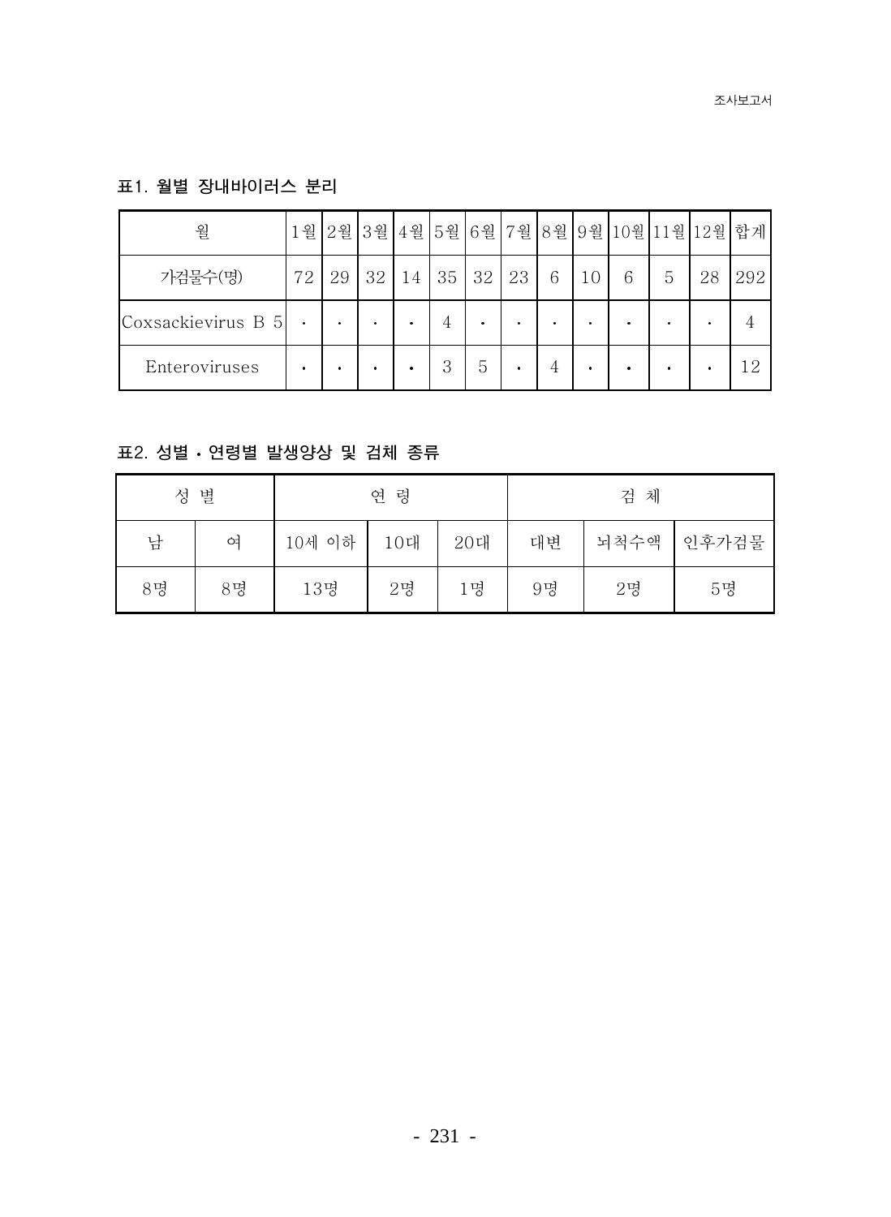표1. 월별 장내바이러스 분리

| 월 | 1월 | 2월 | 3월 | 4월 | 5월 | 6월 | 7월 | 8월 | 9월 | 10월 | 11월 | 12월 | 합계 |
|---|---|---|---|---|---|---|---|---|---|---|---|---|---|
| 가검물수(명) | 72 | 29 | 32 | 14 | 35 | 32 | 23 | 6 | 10 | 6 | 5 | 28 | 292 |
| Coxsackievirus B 5 | · | · | · | · | 4 | · | · | · | · | · | · | · | 4 |
| Enteroviruses | · | · | · | · | 3 | 5 | · | 4 | · | · | · | · | 12 |

표2. 성별 · 연령별 발생양상 및 검체 종류

| 성 별 | | 연 령 | | | 검 체 | | |
|---|---|---|---|---|---|---|---|
| 남 | 여 | 10세 이하 | 10대 | 20대 | 대변 | 뇌척수액 | 인후가검물 |
| 8명 | 8명 | 13명 | 2명 | 1명 | 9명 | 2명 | 5명 |